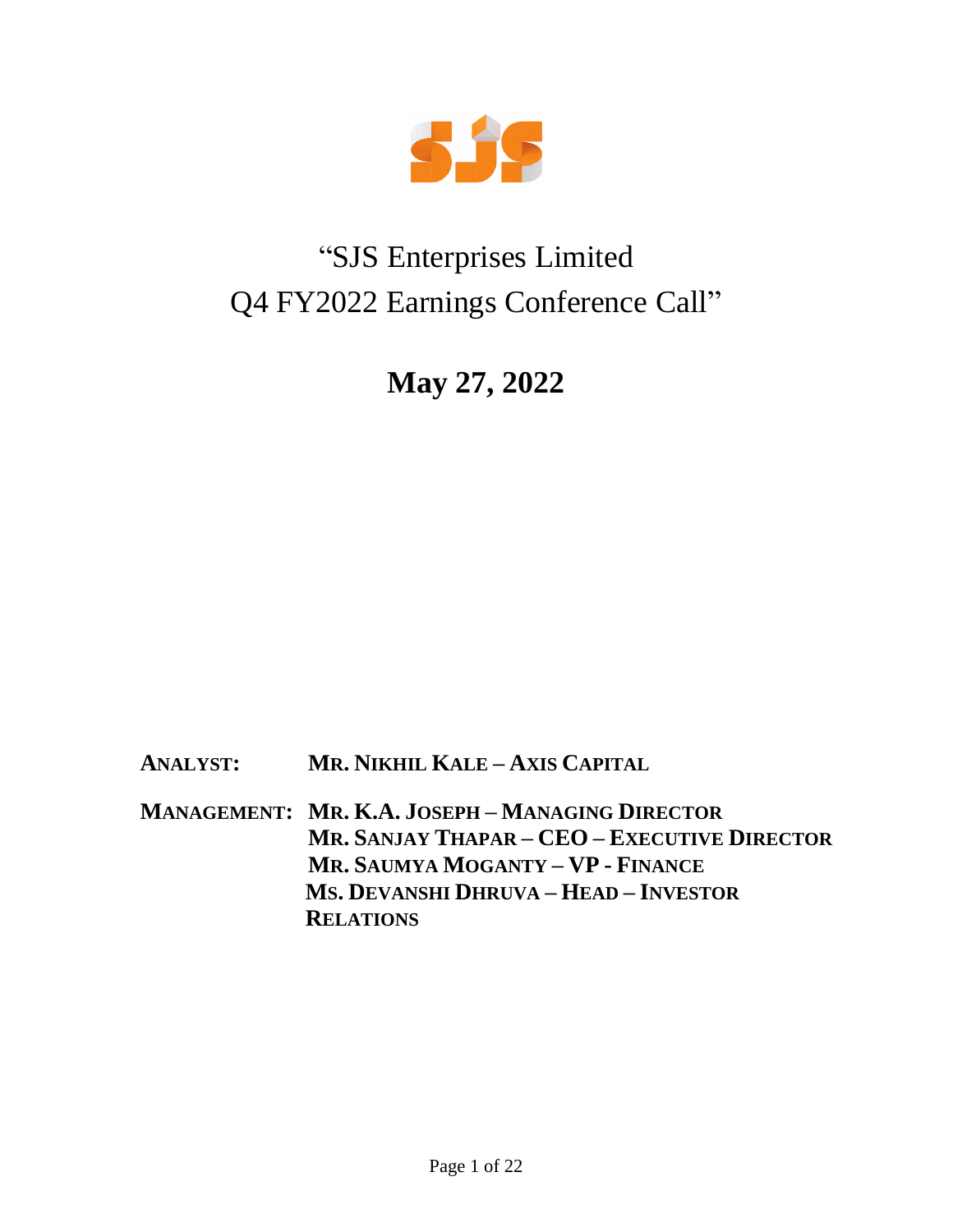# "SJS Enterprises Limited Q4 FY2022 Earnings Conference Call"

## May 27, 2022

**ANALYST:** **MR. NIKHIL KALE – AXIS CAPITAL**

**MANAGEMENT:** **MR. K.A. JOSEPH – MANAGING DIRECTOR**
**MR. SANJAY THAPAR – CEO – EXECUTIVE DIRECTOR**
**MR. SAUMYA MOGANTY – VP - FINANCE**
**MS. DEVANSHI DHRUVA – HEAD – INVESTOR RELATIONS**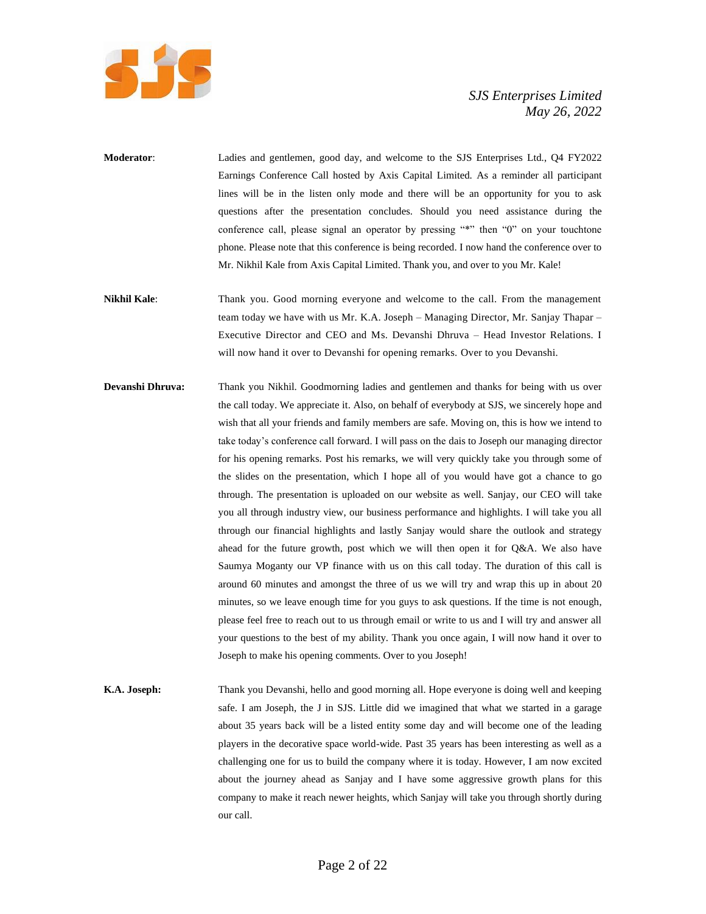**Moderator**: Ladies and gentlemen, good day, and welcome to the SJS Enterprises Ltd., Q4 FY2022 Earnings Conference Call hosted by Axis Capital Limited. As a reminder all participant lines will be in the listen only mode and there will be an opportunity for you to ask questions after the presentation concludes. Should you need assistance during the conference call, please signal an operator by pressing "*" then "0" on your touchtone phone. Please note that this conference is being recorded. I now hand the conference over to Mr. Nikhil Kale from Axis Capital Limited. Thank you, and over to you Mr. Kale!

**Nikhil Kale**: Thank you. Good morning everyone and welcome to the call. From the management team today we have with us Mr. K.A. Joseph – Managing Director, Mr. Sanjay Thapar – Executive Director and CEO and Ms. Devanshi Dhruva – Head Investor Relations. I will now hand it over to Devanshi for opening remarks. Over to you Devanshi.

**Devanshi Dhruva:** Thank you Nikhil. Goodmorning ladies and gentlemen and thanks for being with us over the call today. We appreciate it. Also, on behalf of everybody at SJS, we sincerely hope and wish that all your friends and family members are safe. Moving on, this is how we intend to take today's conference call forward. I will pass on the dais to Joseph our managing director for his opening remarks. Post his remarks, we will very quickly take you through some of the slides on the presentation, which I hope all of you would have got a chance to go through. The presentation is uploaded on our website as well. Sanjay, our CEO will take you all through industry view, our business performance and highlights. I will take you all through our financial highlights and lastly Sanjay would share the outlook and strategy ahead for the future growth, post which we will then open it for Q&A. We also have Saumya Moganty our VP finance with us on this call today. The duration of this call is around 60 minutes and amongst the three of us we will try and wrap this up in about 20 minutes, so we leave enough time for you guys to ask questions. If the time is not enough, please feel free to reach out to us through email or write to us and I will try and answer all your questions to the best of my ability. Thank you once again, I will now hand it over to Joseph to make his opening comments. Over to you Joseph!

**K.A. Joseph:** Thank you Devanshi, hello and good morning all. Hope everyone is doing well and keeping safe. I am Joseph, the J in SJS. Little did we imagined that what we started in a garage about 35 years back will be a listed entity some day and will become one of the leading players in the decorative space world-wide. Past 35 years has been interesting as well as a challenging one for us to build the company where it is today. However, I am now excited about the journey ahead as Sanjay and I have some aggressive growth plans for this company to make it reach newer heights, which Sanjay will take you through shortly during our call.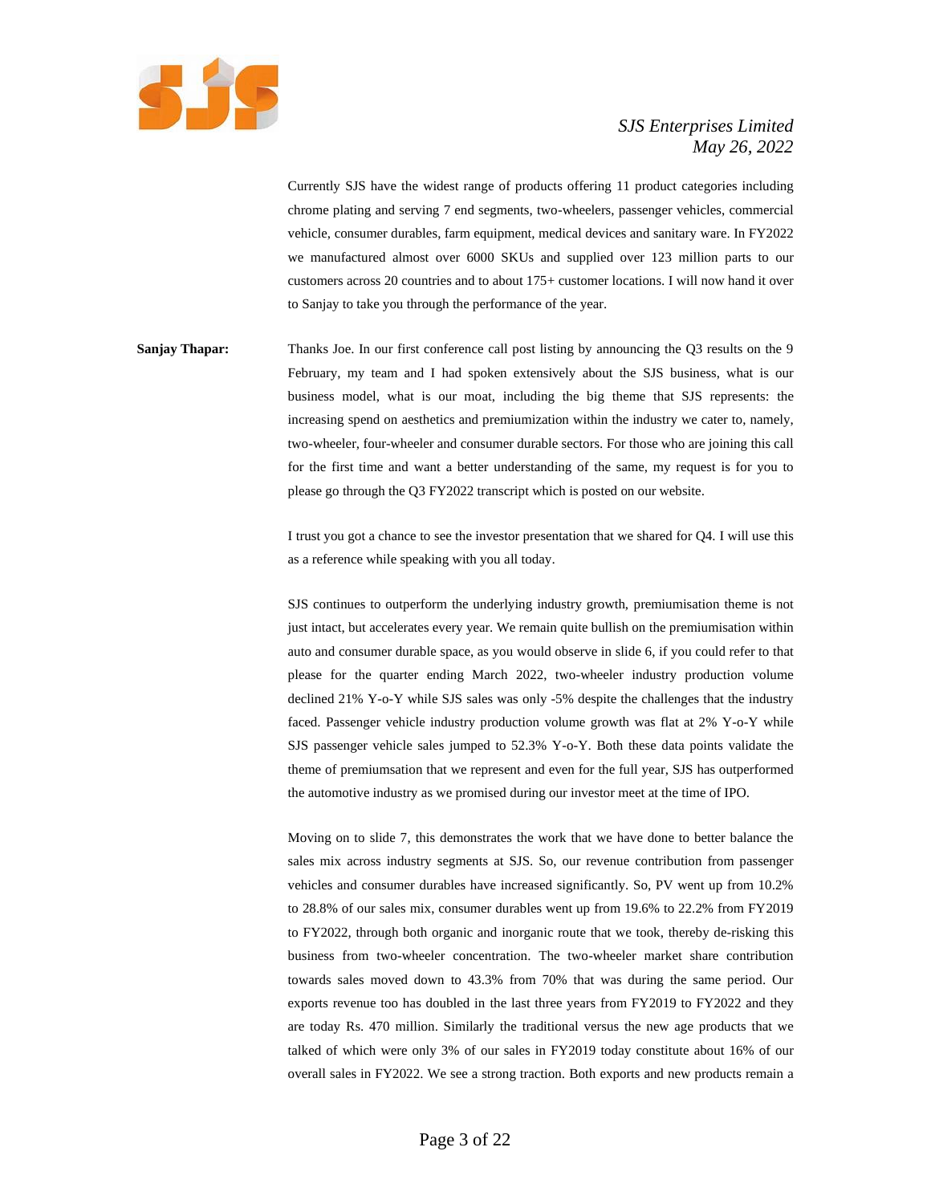Currently SJS have the widest range of products offering 11 product categories including chrome plating and serving 7 end segments, two-wheelers, passenger vehicles, commercial vehicle, consumer durables, farm equipment, medical devices and sanitary ware. In FY2022 we manufactured almost over 6000 SKUs and supplied over 123 million parts to our customers across 20 countries and to about 175+ customer locations. I will now hand it over to Sanjay to take you through the performance of the year.

**Sanjay Thapar:** Thanks Joe. In our first conference call post listing by announcing the Q3 results on the 9 February, my team and I had spoken extensively about the SJS business, what is our business model, what is our moat, including the big theme that SJS represents: the increasing spend on aesthetics and premiumization within the industry we cater to, namely, two-wheeler, four-wheeler and consumer durable sectors. For those who are joining this call for the first time and want a better understanding of the same, my request is for you to please go through the Q3 FY2022 transcript which is posted on our website.

I trust you got a chance to see the investor presentation that we shared for Q4. I will use this as a reference while speaking with you all today.

SJS continues to outperform the underlying industry growth, premiumisation theme is not just intact, but accelerates every year. We remain quite bullish on the premiumisation within auto and consumer durable space, as you would observe in slide 6, if you could refer to that please for the quarter ending March 2022, two-wheeler industry production volume declined 21% Y-o-Y while SJS sales was only -5% despite the challenges that the industry faced. Passenger vehicle industry production volume growth was flat at 2% Y-o-Y while SJS passenger vehicle sales jumped to 52.3% Y-o-Y. Both these data points validate the theme of premiumsation that we represent and even for the full year, SJS has outperformed the automotive industry as we promised during our investor meet at the time of IPO.

Moving on to slide 7, this demonstrates the work that we have done to better balance the sales mix across industry segments at SJS. So, our revenue contribution from passenger vehicles and consumer durables have increased significantly. So, PV went up from 10.2% to 28.8% of our sales mix, consumer durables went up from 19.6% to 22.2% from FY2019 to FY2022, through both organic and inorganic route that we took, thereby de-risking this business from two-wheeler concentration. The two-wheeler market share contribution towards sales moved down to 43.3% from 70% that was during the same period. Our exports revenue too has doubled in the last three years from FY2019 to FY2022 and they are today Rs. 470 million. Similarly the traditional versus the new age products that we talked of which were only 3% of our sales in FY2019 today constitute about 16% of our overall sales in FY2022. We see a strong traction. Both exports and new products remain a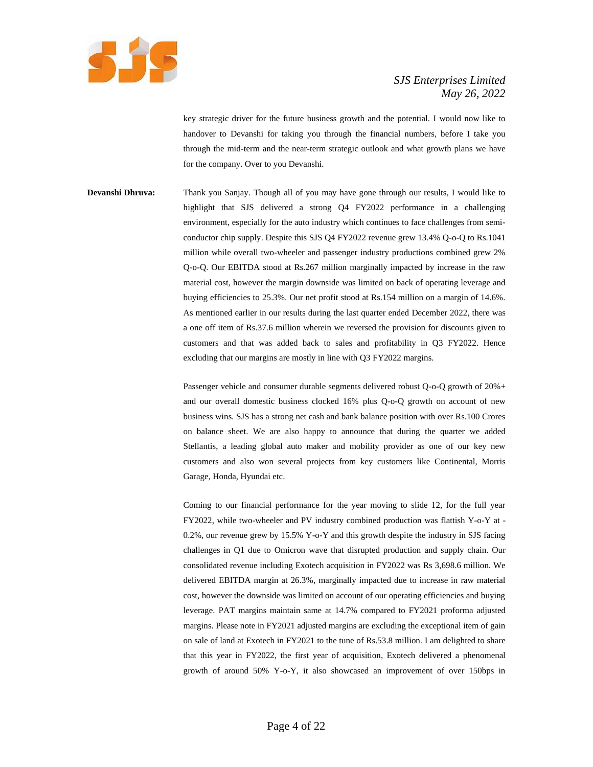key strategic driver for the future business growth and the potential. I would now like to handover to Devanshi for taking you through the financial numbers, before I take you through the mid-term and the near-term strategic outlook and what growth plans we have for the company. Over to you Devanshi.

**Devanshi Dhruva:** Thank you Sanjay. Though all of you may have gone through our results, I would like to highlight that SJS delivered a strong Q4 FY2022 performance in a challenging environment, especially for the auto industry which continues to face challenges from semi-conductor chip supply. Despite this SJS Q4 FY2022 revenue grew 13.4% Q-o-Q to Rs.1041 million while overall two-wheeler and passenger industry productions combined grew 2% Q-o-Q. Our EBITDA stood at Rs.267 million marginally impacted by increase in the raw material cost, however the margin downside was limited on back of operating leverage and buying efficiencies to 25.3%. Our net profit stood at Rs.154 million on a margin of 14.6%. As mentioned earlier in our results during the last quarter ended December 2022, there was a one off item of Rs.37.6 million wherein we reversed the provision for discounts given to customers and that was added back to sales and profitability in Q3 FY2022. Hence excluding that our margins are mostly in line with Q3 FY2022 margins.

Passenger vehicle and consumer durable segments delivered robust Q-o-Q growth of 20%+ and our overall domestic business clocked 16% plus Q-o-Q growth on account of new business wins. SJS has a strong net cash and bank balance position with over Rs.100 Crores on balance sheet. We are also happy to announce that during the quarter we added Stellantis, a leading global auto maker and mobility provider as one of our key new customers and also won several projects from key customers like Continental, Morris Garage, Honda, Hyundai etc.

Coming to our financial performance for the year moving to slide 12, for the full year FY2022, while two-wheeler and PV industry combined production was flattish Y-o-Y at -0.2%, our revenue grew by 15.5% Y-o-Y and this growth despite the industry in SJS facing challenges in Q1 due to Omicron wave that disrupted production and supply chain. Our consolidated revenue including Exotech acquisition in FY2022 was Rs 3,698.6 million. We delivered EBITDA margin at 26.3%, marginally impacted due to increase in raw material cost, however the downside was limited on account of our operating efficiencies and buying leverage. PAT margins maintain same at 14.7% compared to FY2021 proforma adjusted margins. Please note in FY2021 adjusted margins are excluding the exceptional item of gain on sale of land at Exotech in FY2021 to the tune of Rs.53.8 million. I am delighted to share that this year in FY2022, the first year of acquisition, Exotech delivered a phenomenal growth of around 50% Y-o-Y, it also showcased an improvement of over 150bps in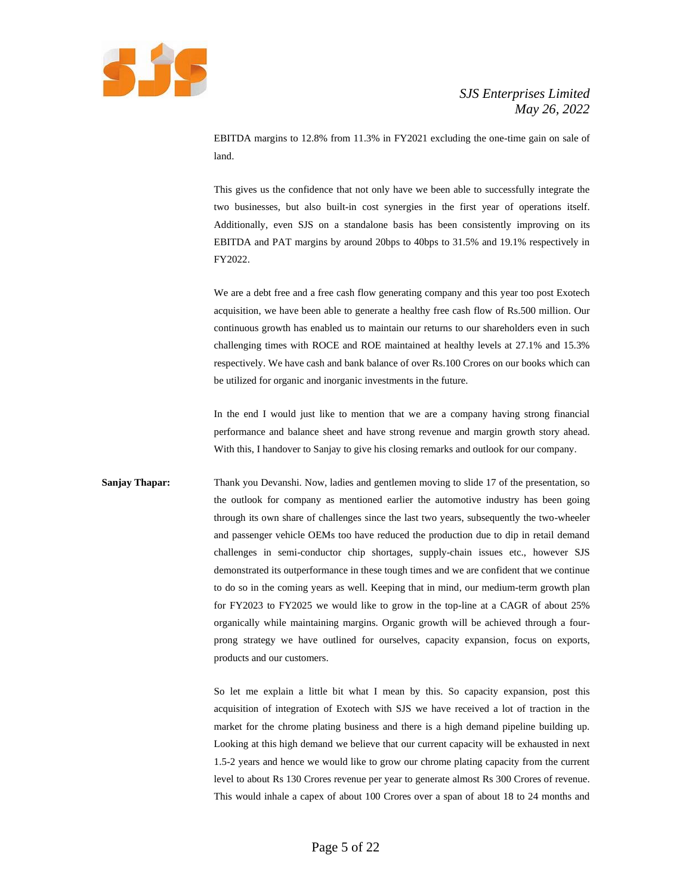EBITDA margins to 12.8% from 11.3% in FY2021 excluding the one-time gain on sale of land.

This gives us the confidence that not only have we been able to successfully integrate the two businesses, but also built-in cost synergies in the first year of operations itself. Additionally, even SJS on a standalone basis has been consistently improving on its EBITDA and PAT margins by around 20bps to 40bps to 31.5% and 19.1% respectively in FY2022.

We are a debt free and a free cash flow generating company and this year too post Exotech acquisition, we have been able to generate a healthy free cash flow of Rs.500 million. Our continuous growth has enabled us to maintain our returns to our shareholders even in such challenging times with ROCE and ROE maintained at healthy levels at 27.1% and 15.3% respectively. We have cash and bank balance of over Rs.100 Crores on our books which can be utilized for organic and inorganic investments in the future.

In the end I would just like to mention that we are a company having strong financial performance and balance sheet and have strong revenue and margin growth story ahead. With this, I handover to Sanjay to give his closing remarks and outlook for our company.

**Sanjay Thapar:** Thank you Devanshi. Now, ladies and gentlemen moving to slide 17 of the presentation, so the outlook for company as mentioned earlier the automotive industry has been going through its own share of challenges since the last two years, subsequently the two-wheeler and passenger vehicle OEMs too have reduced the production due to dip in retail demand challenges in semi-conductor chip shortages, supply-chain issues etc., however SJS demonstrated its outperformance in these tough times and we are confident that we continue to do so in the coming years as well. Keeping that in mind, our medium-term growth plan for FY2023 to FY2025 we would like to grow in the top-line at a CAGR of about 25% organically while maintaining margins. Organic growth will be achieved through a four-prong strategy we have outlined for ourselves, capacity expansion, focus on exports, products and our customers.

So let me explain a little bit what I mean by this. So capacity expansion, post this acquisition of integration of Exotech with SJS we have received a lot of traction in the market for the chrome plating business and there is a high demand pipeline building up. Looking at this high demand we believe that our current capacity will be exhausted in next 1.5-2 years and hence we would like to grow our chrome plating capacity from the current level to about Rs 130 Crores revenue per year to generate almost Rs 300 Crores of revenue. This would inhale a capex of about 100 Crores over a span of about 18 to 24 months and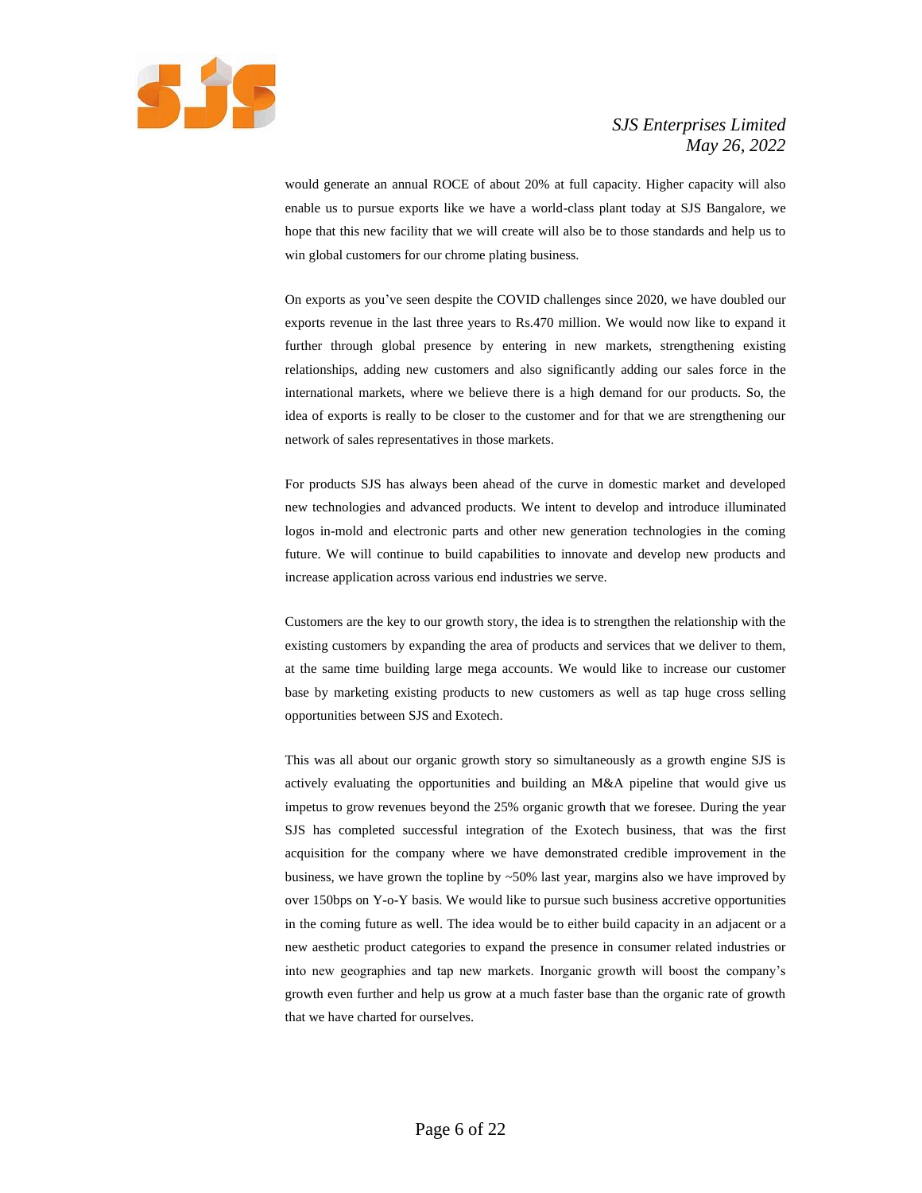would generate an annual ROCE of about 20% at full capacity. Higher capacity will also enable us to pursue exports like we have a world-class plant today at SJS Bangalore, we hope that this new facility that we will create will also be to those standards and help us to win global customers for our chrome plating business.

On exports as you've seen despite the COVID challenges since 2020, we have doubled our exports revenue in the last three years to Rs.470 million. We would now like to expand it further through global presence by entering in new markets, strengthening existing relationships, adding new customers and also significantly adding our sales force in the international markets, where we believe there is a high demand for our products. So, the idea of exports is really to be closer to the customer and for that we are strengthening our network of sales representatives in those markets.

For products SJS has always been ahead of the curve in domestic market and developed new technologies and advanced products. We intent to develop and introduce illuminated logos in-mold and electronic parts and other new generation technologies in the coming future. We will continue to build capabilities to innovate and develop new products and increase application across various end industries we serve.

Customers are the key to our growth story, the idea is to strengthen the relationship with the existing customers by expanding the area of products and services that we deliver to them, at the same time building large mega accounts. We would like to increase our customer base by marketing existing products to new customers as well as tap huge cross selling opportunities between SJS and Exotech.

This was all about our organic growth story so simultaneously as a growth engine SJS is actively evaluating the opportunities and building an M&A pipeline that would give us impetus to grow revenues beyond the 25% organic growth that we foresee. During the year SJS has completed successful integration of the Exotech business, that was the first acquisition for the company where we have demonstrated credible improvement in the business, we have grown the topline by ~50% last year, margins also we have improved by over 150bps on Y-o-Y basis. We would like to pursue such business accretive opportunities in the coming future as well. The idea would be to either build capacity in an adjacent or a new aesthetic product categories to expand the presence in consumer related industries or into new geographies and tap new markets. Inorganic growth will boost the company's growth even further and help us grow at a much faster base than the organic rate of growth that we have charted for ourselves.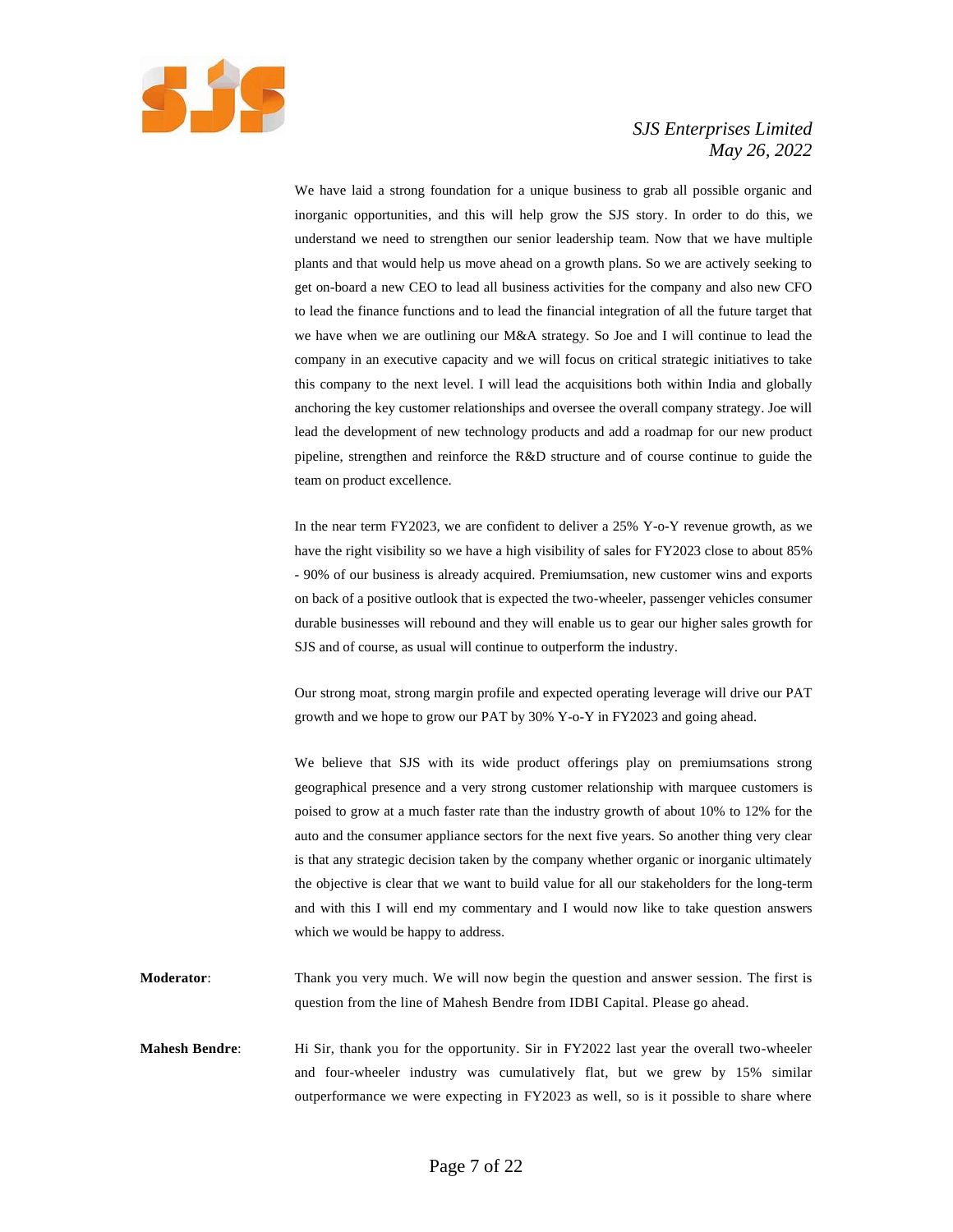We have laid a strong foundation for a unique business to grab all possible organic and inorganic opportunities, and this will help grow the SJS story. In order to do this, we understand we need to strengthen our senior leadership team. Now that we have multiple plants and that would help us move ahead on a growth plans. So we are actively seeking to get on-board a new CEO to lead all business activities for the company and also new CFO to lead the finance functions and to lead the financial integration of all the future target that we have when we are outlining our M&A strategy. So Joe and I will continue to lead the company in an executive capacity and we will focus on critical strategic initiatives to take this company to the next level. I will lead the acquisitions both within India and globally anchoring the key customer relationships and oversee the overall company strategy. Joe will lead the development of new technology products and add a roadmap for our new product pipeline, strengthen and reinforce the R&D structure and of course continue to guide the team on product excellence.

In the near term FY2023, we are confident to deliver a 25% Y-o-Y revenue growth, as we have the right visibility so we have a high visibility of sales for FY2023 close to about 85% - 90% of our business is already acquired. Premiumsation, new customer wins and exports on back of a positive outlook that is expected the two-wheeler, passenger vehicles consumer durable businesses will rebound and they will enable us to gear our higher sales growth for SJS and of course, as usual will continue to outperform the industry.

Our strong moat, strong margin profile and expected operating leverage will drive our PAT growth and we hope to grow our PAT by 30% Y-o-Y in FY2023 and going ahead.

We believe that SJS with its wide product offerings play on premiumsations strong geographical presence and a very strong customer relationship with marquee customers is poised to grow at a much faster rate than the industry growth of about 10% to 12% for the auto and the consumer appliance sectors for the next five years. So another thing very clear is that any strategic decision taken by the company whether organic or inorganic ultimately the objective is clear that we want to build value for all our stakeholders for the long-term and with this I will end my commentary and I would now like to take question answers which we would be happy to address.

**Moderator**: Thank you very much. We will now begin the question and answer session. The first is question from the line of Mahesh Bendre from IDBI Capital. Please go ahead.

**Mahesh Bendre**: Hi Sir, thank you for the opportunity. Sir in FY2022 last year the overall two-wheeler and four-wheeler industry was cumulatively flat, but we grew by 15% similar outperformance we were expecting in FY2023 as well, so is it possible to share where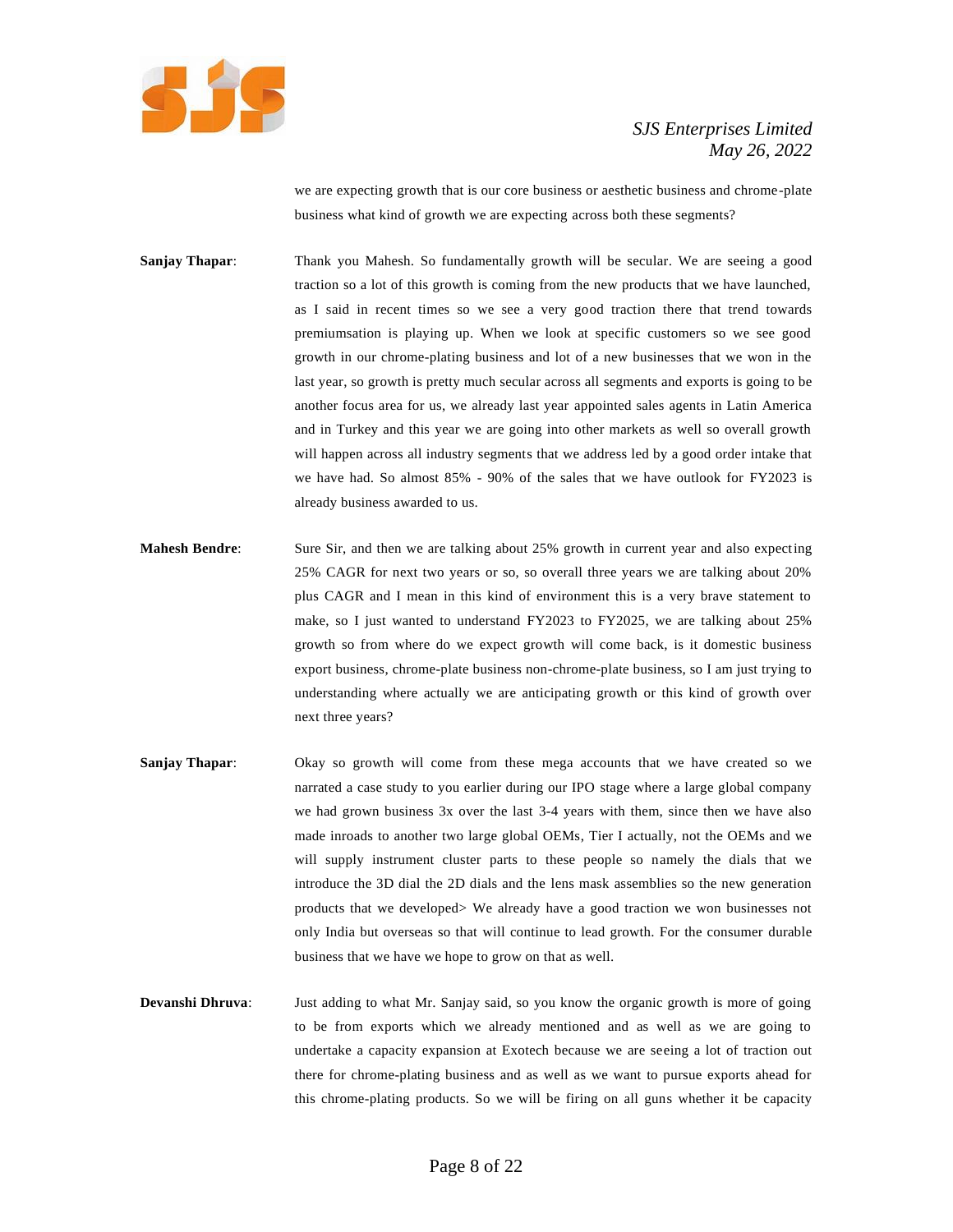we are expecting growth that is our core business or aesthetic business and chrome-plate business what kind of growth we are expecting across both these segments?

**Sanjay Thapar**: Thank you Mahesh. So fundamentally growth will be secular. We are seeing a good traction so a lot of this growth is coming from the new products that we have launched, as I said in recent times so we see a very good traction there that trend towards premiumsation is playing up. When we look at specific customers so we see good growth in our chrome-plating business and lot of a new businesses that we won in the last year, so growth is pretty much secular across all segments and exports is going to be another focus area for us, we already last year appointed sales agents in Latin America and in Turkey and this year we are going into other markets as well so overall growth will happen across all industry segments that we address led by a good order intake that we have had. So almost 85% - 90% of the sales that we have outlook for FY2023 is already business awarded to us.

**Mahesh Bendre**: Sure Sir, and then we are talking about 25% growth in current year and also expecting 25% CAGR for next two years or so, so overall three years we are talking about 20% plus CAGR and I mean in this kind of environment this is a very brave statement to make, so I just wanted to understand FY2023 to FY2025, we are talking about 25% growth so from where do we expect growth will come back, is it domestic business export business, chrome-plate business non-chrome-plate business, so I am just trying to understanding where actually we are anticipating growth or this kind of growth over next three years?

**Sanjay Thapar**: Okay so growth will come from these mega accounts that we have created so we narrated a case study to you earlier during our IPO stage where a large global company we had grown business 3x over the last 3-4 years with them, since then we have also made inroads to another two large global OEMs, Tier I actually, not the OEMs and we will supply instrument cluster parts to these people so namely the dials that we introduce the 3D dial the 2D dials and the lens mask assemblies so the new generation products that we developed> We already have a good traction we won businesses not only India but overseas so that will continue to lead growth. For the consumer durable business that we have we hope to grow on that as well.

**Devanshi Dhruva**: Just adding to what Mr. Sanjay said, so you know the organic growth is more of going to be from exports which we already mentioned and as well as we are going to undertake a capacity expansion at Exotech because we are seeing a lot of traction out there for chrome-plating business and as well as we want to pursue exports ahead for this chrome-plating products. So we will be firing on all guns whether it be capacity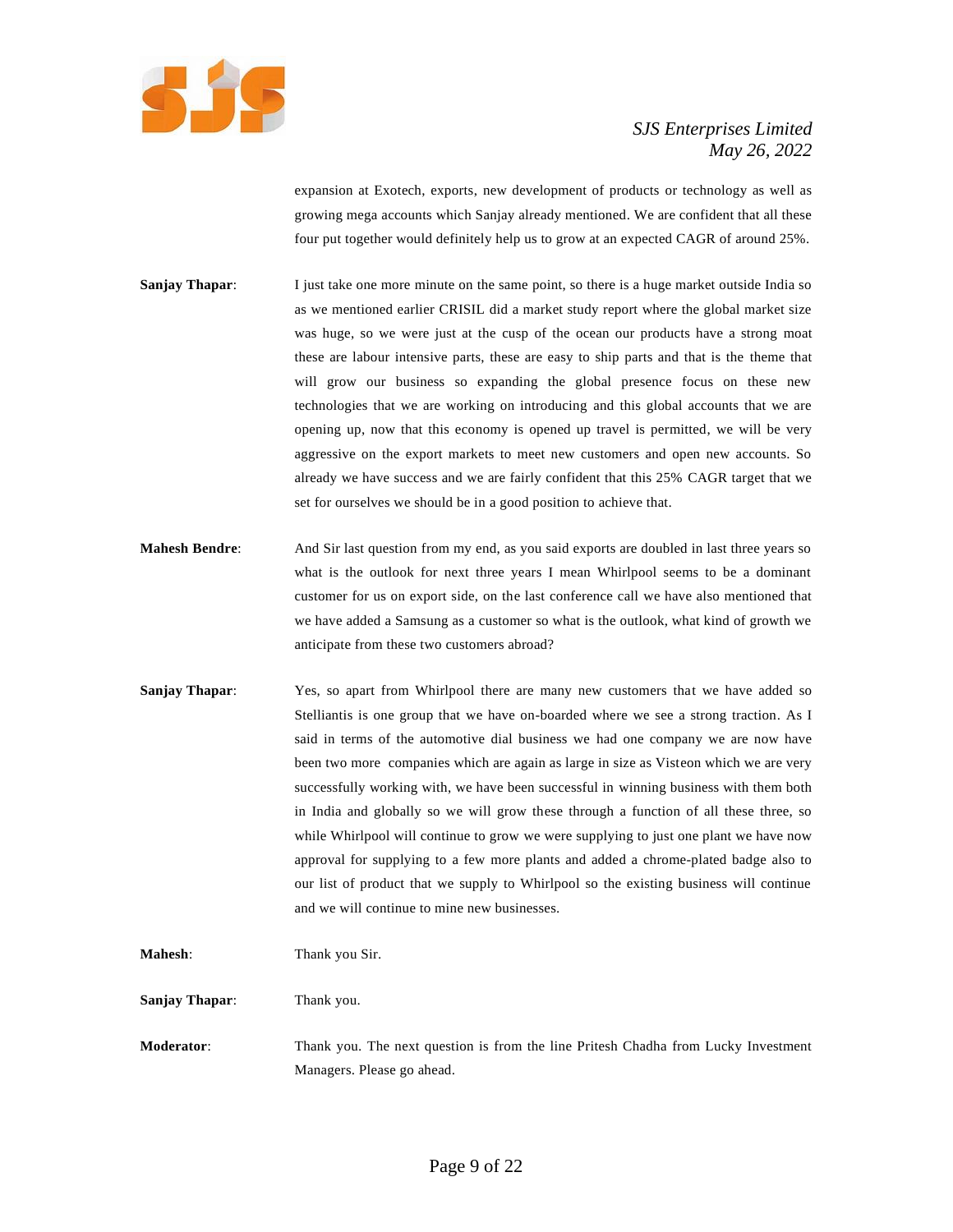expansion at Exotech, exports, new development of products or technology as well as growing mega accounts which Sanjay already mentioned. We are confident that all these four put together would definitely help us to grow at an expected CAGR of around 25%.

**Sanjay Thapar**: I just take one more minute on the same point, so there is a huge market outside India so as we mentioned earlier CRISIL did a market study report where the global market size was huge, so we were just at the cusp of the ocean our products have a strong moat these are labour intensive parts, these are easy to ship parts and that is the theme that will grow our business so expanding the global presence focus on these new technologies that we are working on introducing and this global accounts that we are opening up, now that this economy is opened up travel is permitted, we will be very aggressive on the export markets to meet new customers and open new accounts. So already we have success and we are fairly confident that this 25% CAGR target that we set for ourselves we should be in a good position to achieve that.

**Mahesh Bendre**: And Sir last question from my end, as you said exports are doubled in last three years so what is the outlook for next three years I mean Whirlpool seems to be a dominant customer for us on export side, on the last conference call we have also mentioned that we have added a Samsung as a customer so what is the outlook, what kind of growth we anticipate from these two customers abroad?

**Sanjay Thapar**: Yes, so apart from Whirlpool there are many new customers that we have added so Stelliantis is one group that we have on-boarded where we see a strong traction. As I said in terms of the automotive dial business we had one company we are now have been two more companies which are again as large in size as Visteon which we are very successfully working with, we have been successful in winning business with them both in India and globally so we will grow these through a function of all these three, so while Whirlpool will continue to grow we were supplying to just one plant we have now approval for supplying to a few more plants and added a chrome-plated badge also to our list of product that we supply to Whirlpool so the existing business will continue and we will continue to mine new businesses.

**Mahesh**: Thank you Sir.

**Sanjay Thapar**: Thank you.

**Moderator**: Thank you. The next question is from the line Pritesh Chadha from Lucky Investment Managers. Please go ahead.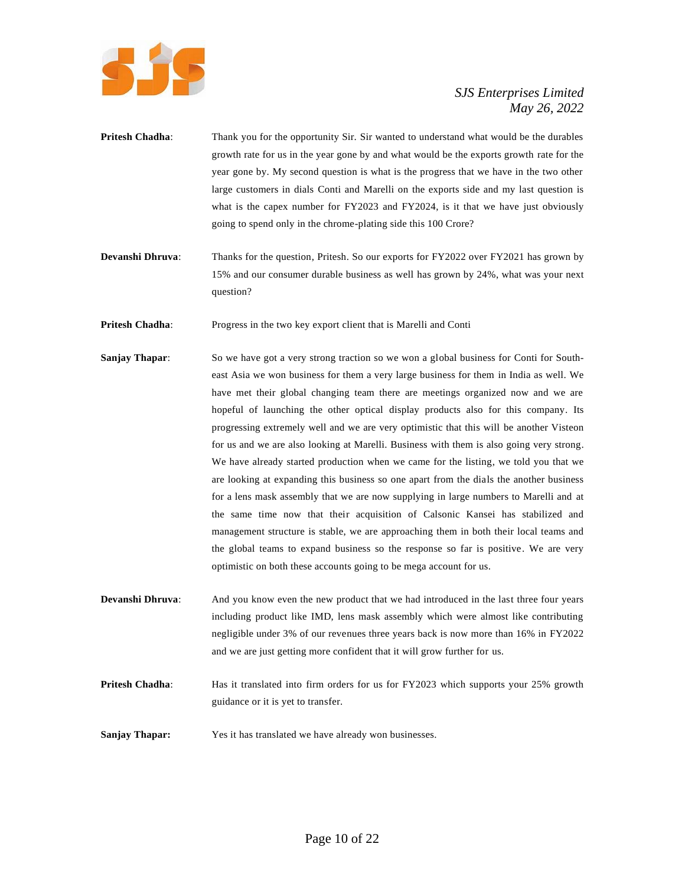**Pritesh Chadha**: Thank you for the opportunity Sir. Sir wanted to understand what would be the durables growth rate for us in the year gone by and what would be the exports growth rate for the year gone by. My second question is what is the progress that we have in the two other large customers in dials Conti and Marelli on the exports side and my last question is what is the capex number for FY2023 and FY2024, is it that we have just obviously going to spend only in the chrome-plating side this 100 Crore?

**Devanshi Dhruva**: Thanks for the question, Pritesh. So our exports for FY2022 over FY2021 has grown by 15% and our consumer durable business as well has grown by 24%, what was your next question?

**Pritesh Chadha**: Progress in the two key export client that is Marelli and Conti

**Sanjay Thapar**: So we have got a very strong traction so we won a global business for Conti for South-east Asia we won business for them a very large business for them in India as well. We have met their global changing team there are meetings organized now and we are hopeful of launching the other optical display products also for this company. Its progressing extremely well and we are very optimistic that this will be another Visteon for us and we are also looking at Marelli. Business with them is also going very strong. We have already started production when we came for the listing, we told you that we are looking at expanding this business so one apart from the dials the another business for a lens mask assembly that we are now supplying in large numbers to Marelli and at the same time now that their acquisition of Calsonic Kansei has stabilized and management structure is stable, we are approaching them in both their local teams and the global teams to expand business so the response so far is positive. We are very optimistic on both these accounts going to be mega account for us.

**Devanshi Dhruva**: And you know even the new product that we had introduced in the last three four years including product like IMD, lens mask assembly which were almost like contributing negligible under 3% of our revenues three years back is now more than 16% in FY2022 and we are just getting more confident that it will grow further for us.

**Pritesh Chadha**: Has it translated into firm orders for us for FY2023 which supports your 25% growth guidance or it is yet to transfer.

**Sanjay Thapar:** Yes it has translated we have already won businesses.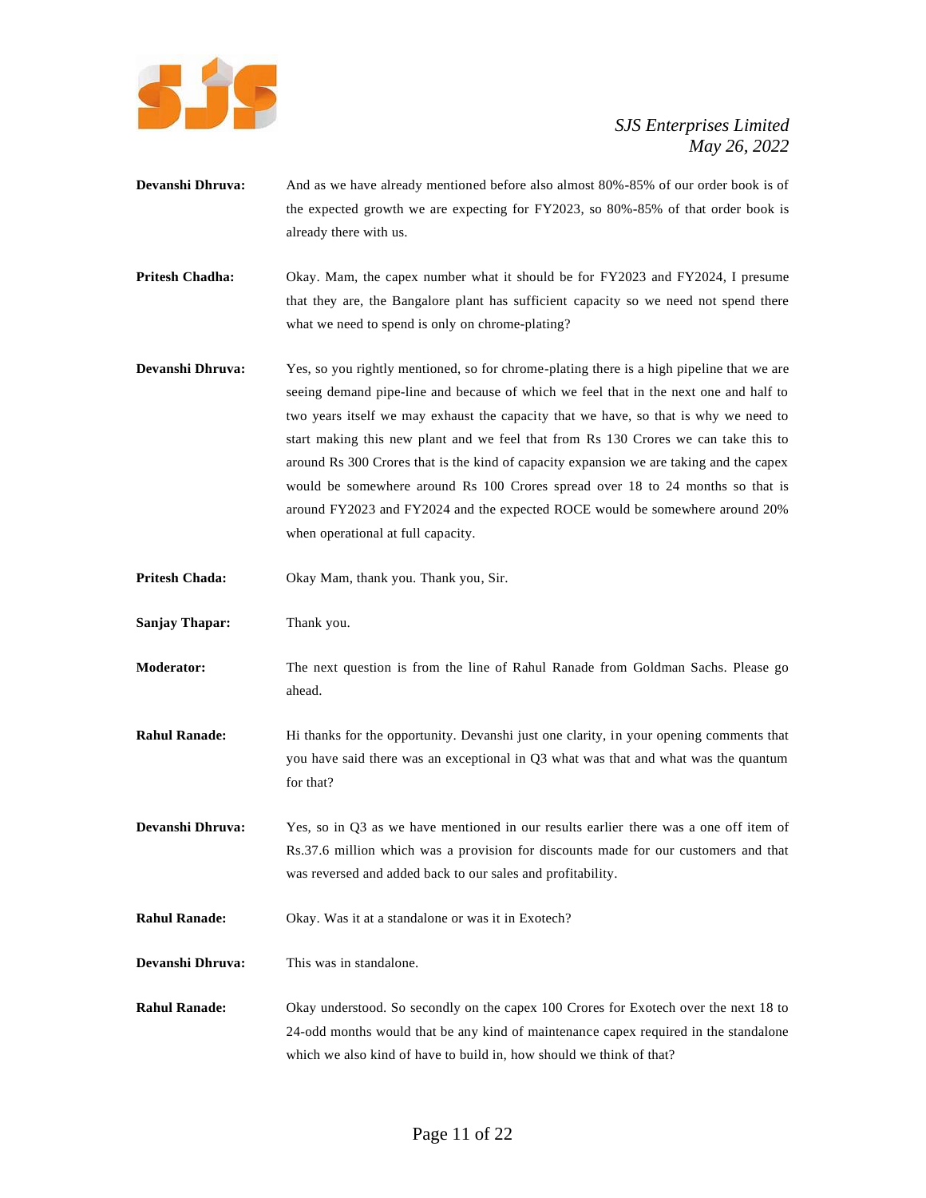**Devanshi Dhruva:** And as we have already mentioned before also almost 80%-85% of our order book is of the expected growth we are expecting for FY2023, so 80%-85% of that order book is already there with us.

**Pritesh Chadha:** Okay. Mam, the capex number what it should be for FY2023 and FY2024, I presume that they are, the Bangalore plant has sufficient capacity so we need not spend there what we need to spend is only on chrome-plating?

**Devanshi Dhruva:** Yes, so you rightly mentioned, so for chrome-plating there is a high pipeline that we are seeing demand pipe-line and because of which we feel that in the next one and half to two years itself we may exhaust the capacity that we have, so that is why we need to start making this new plant and we feel that from Rs 130 Crores we can take this to around Rs 300 Crores that is the kind of capacity expansion we are taking and the capex would be somewhere around Rs 100 Crores spread over 18 to 24 months so that is around FY2023 and FY2024 and the expected ROCE would be somewhere around 20% when operational at full capacity.

**Pritesh Chada:** Okay Mam, thank you. Thank you, Sir.

**Sanjay Thapar:** Thank you.

**Moderator:** The next question is from the line of Rahul Ranade from Goldman Sachs. Please go ahead.

**Rahul Ranade:** Hi thanks for the opportunity. Devanshi just one clarity, in your opening comments that you have said there was an exceptional in Q3 what was that and what was the quantum for that?

**Devanshi Dhruva:** Yes, so in Q3 as we have mentioned in our results earlier there was a one off item of Rs.37.6 million which was a provision for discounts made for our customers and that was reversed and added back to our sales and profitability.

**Rahul Ranade:** Okay. Was it at a standalone or was it in Exotech?

**Devanshi Dhruva:** This was in standalone.

**Rahul Ranade:** Okay understood. So secondly on the capex 100 Crores for Exotech over the next 18 to 24-odd months would that be any kind of maintenance capex required in the standalone which we also kind of have to build in, how should we think of that?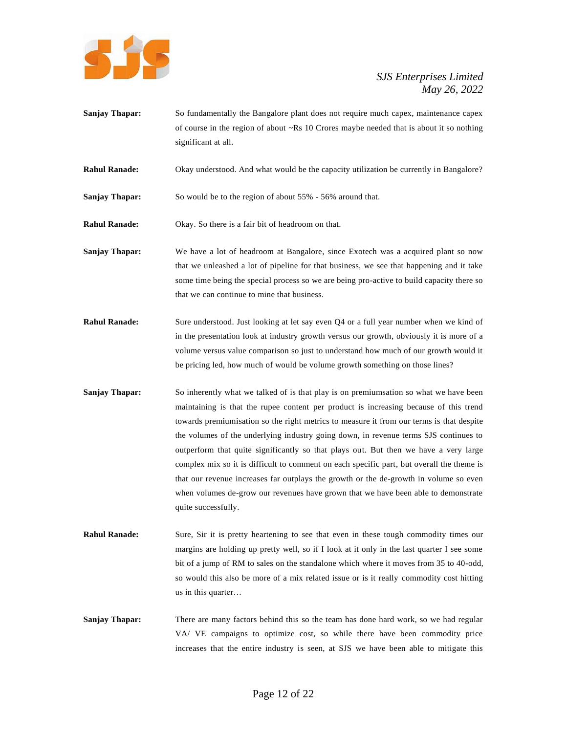**Sanjay Thapar:** So fundamentally the Bangalore plant does not require much capex, maintenance capex of course in the region of about ~Rs 10 Crores maybe needed that is about it so nothing significant at all.

**Rahul Ranade:** Okay understood. And what would be the capacity utilization be currently in Bangalore?

**Sanjay Thapar:** So would be to the region of about 55% - 56% around that.

**Rahul Ranade:** Okay. So there is a fair bit of headroom on that.

**Sanjay Thapar:** We have a lot of headroom at Bangalore, since Exotech was a acquired plant so now that we unleashed a lot of pipeline for that business, we see that happening and it take some time being the special process so we are being pro-active to build capacity there so that we can continue to mine that business.

**Rahul Ranade:** Sure understood. Just looking at let say even Q4 or a full year number when we kind of in the presentation look at industry growth versus our growth, obviously it is more of a volume versus value comparison so just to understand how much of our growth would it be pricing led, how much of would be volume growth something on those lines?

**Sanjay Thapar:** So inherently what we talked of is that play is on premiumsation so what we have been maintaining is that the rupee content per product is increasing because of this trend towards premiumisation so the right metrics to measure it from our terms is that despite the volumes of the underlying industry going down, in revenue terms SJS continues to outperform that quite significantly so that plays out. But then we have a very large complex mix so it is difficult to comment on each specific part, but overall the theme is that our revenue increases far outplays the growth or the de-growth in volume so even when volumes de-grow our revenues have grown that we have been able to demonstrate quite successfully.

**Rahul Ranade:** Sure, Sir it is pretty heartening to see that even in these tough commodity times our margins are holding up pretty well, so if I look at it only in the last quarter I see some bit of a jump of RM to sales on the standalone which where it moves from 35 to 40-odd, so would this also be more of a mix related issue or is it really commodity cost hitting us in this quarter…

**Sanjay Thapar:** There are many factors behind this so the team has done hard work, so we had regular VA/ VE campaigns to optimize cost, so while there have been commodity price increases that the entire industry is seen, at SJS we have been able to mitigate this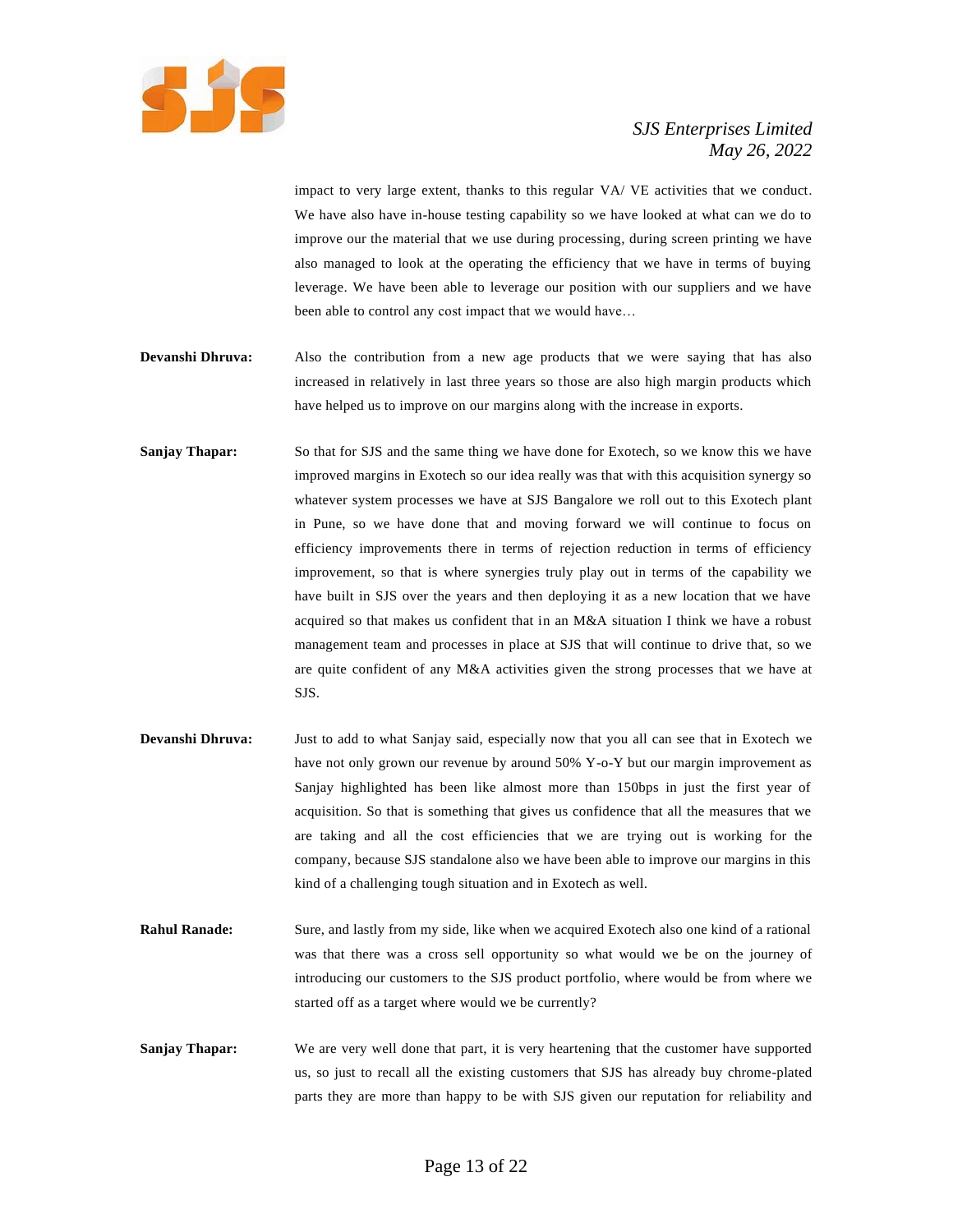impact to very large extent, thanks to this regular VA/ VE activities that we conduct. We have also have in-house testing capability so we have looked at what can we do to improve our the material that we use during processing, during screen printing we have also managed to look at the operating the efficiency that we have in terms of buying leverage. We have been able to leverage our position with our suppliers and we have been able to control any cost impact that we would have…

**Devanshi Dhruva:** Also the contribution from a new age products that we were saying that has also increased in relatively in last three years so those are also high margin products which have helped us to improve on our margins along with the increase in exports.

**Sanjay Thapar:** So that for SJS and the same thing we have done for Exotech, so we know this we have improved margins in Exotech so our idea really was that with this acquisition synergy so whatever system processes we have at SJS Bangalore we roll out to this Exotech plant in Pune, so we have done that and moving forward we will continue to focus on efficiency improvements there in terms of rejection reduction in terms of efficiency improvement, so that is where synergies truly play out in terms of the capability we have built in SJS over the years and then deploying it as a new location that we have acquired so that makes us confident that in an M&A situation I think we have a robust management team and processes in place at SJS that will continue to drive that, so we are quite confident of any M&A activities given the strong processes that we have at SJS.

**Devanshi Dhruva:** Just to add to what Sanjay said, especially now that you all can see that in Exotech we have not only grown our revenue by around 50% Y-o-Y but our margin improvement as Sanjay highlighted has been like almost more than 150bps in just the first year of acquisition. So that is something that gives us confidence that all the measures that we are taking and all the cost efficiencies that we are trying out is working for the company, because SJS standalone also we have been able to improve our margins in this kind of a challenging tough situation and in Exotech as well.

**Rahul Ranade:** Sure, and lastly from my side, like when we acquired Exotech also one kind of a rational was that there was a cross sell opportunity so what would we be on the journey of introducing our customers to the SJS product portfolio, where would be from where we started off as a target where would we be currently?

**Sanjay Thapar:** We are very well done that part, it is very heartening that the customer have supported us, so just to recall all the existing customers that SJS has already buy chrome-plated parts they are more than happy to be with SJS given our reputation for reliability and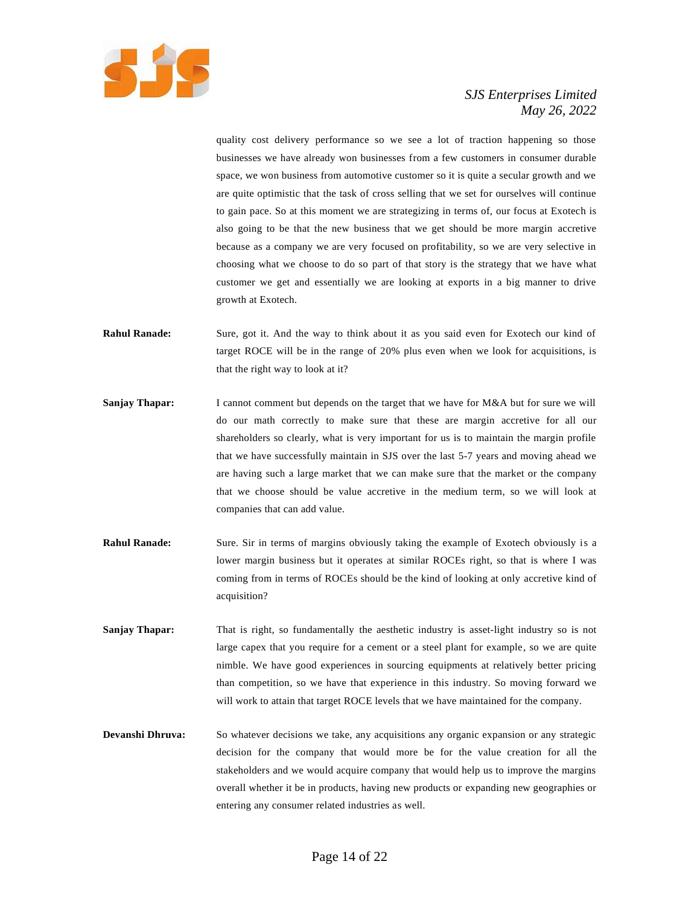quality cost delivery performance so we see a lot of traction happening so those businesses we have already won businesses from a few customers in consumer durable space, we won business from automotive customer so it is quite a secular growth and we are quite optimistic that the task of cross selling that we set for ourselves will continue to gain pace. So at this moment we are strategizing in terms of, our focus at Exotech is also going to be that the new business that we get should be more margin accretive because as a company we are very focused on profitability, so we are very selective in choosing what we choose to do so part of that story is the strategy that we have what customer we get and essentially we are looking at exports in a big manner to drive growth at Exotech.

**Rahul Ranade:** Sure, got it. And the way to think about it as you said even for Exotech our kind of target ROCE will be in the range of 20% plus even when we look for acquisitions, is that the right way to look at it?

**Sanjay Thapar:** I cannot comment but depends on the target that we have for M&A but for sure we will do our math correctly to make sure that these are margin accretive for all our shareholders so clearly, what is very important for us is to maintain the margin profile that we have successfully maintain in SJS over the last 5-7 years and moving ahead we are having such a large market that we can make sure that the market or the company that we choose should be value accretive in the medium term, so we will look at companies that can add value.

**Rahul Ranade:** Sure. Sir in terms of margins obviously taking the example of Exotech obviously is a lower margin business but it operates at similar ROCEs right, so that is where I was coming from in terms of ROCEs should be the kind of looking at only accretive kind of acquisition?

**Sanjay Thapar:** That is right, so fundamentally the aesthetic industry is asset-light industry so is not large capex that you require for a cement or a steel plant for example, so we are quite nimble. We have good experiences in sourcing equipments at relatively better pricing than competition, so we have that experience in this industry. So moving forward we will work to attain that target ROCE levels that we have maintained for the company.

**Devanshi Dhruva:** So whatever decisions we take, any acquisitions any organic expansion or any strategic decision for the company that would more be for the value creation for all the stakeholders and we would acquire company that would help us to improve the margins overall whether it be in products, having new products or expanding new geographies or entering any consumer related industries as well.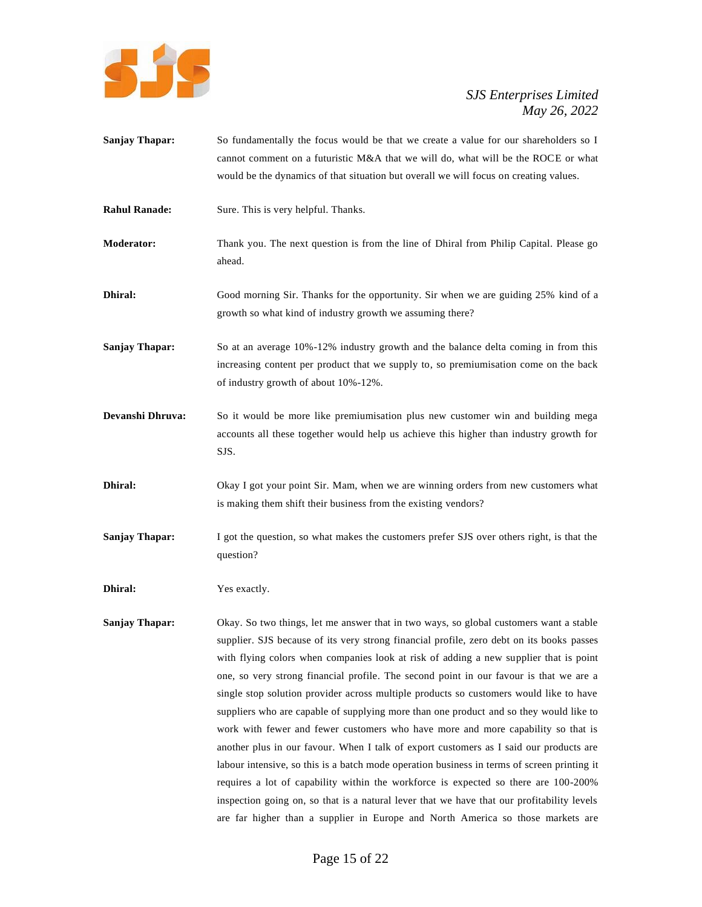**Sanjay Thapar:** So fundamentally the focus would be that we create a value for our shareholders so I cannot comment on a futuristic M&A that we will do, what will be the ROCE or what would be the dynamics of that situation but overall we will focus on creating values.

**Rahul Ranade:** Sure. This is very helpful. Thanks.

**Moderator:** Thank you. The next question is from the line of Dhiral from Philip Capital. Please go ahead.

**Dhiral:** Good morning Sir. Thanks for the opportunity. Sir when we are guiding 25% kind of a growth so what kind of industry growth we assuming there?

**Sanjay Thapar:** So at an average 10%-12% industry growth and the balance delta coming in from this increasing content per product that we supply to, so premiumisation come on the back of industry growth of about 10%-12%.

**Devanshi Dhruva:** So it would be more like premiumisation plus new customer win and building mega accounts all these together would help us achieve this higher than industry growth for SJS.

**Dhiral:** Okay I got your point Sir. Mam, when we are winning orders from new customers what is making them shift their business from the existing vendors?

**Sanjay Thapar:** I got the question, so what makes the customers prefer SJS over others right, is that the question?

**Dhiral:** Yes exactly.

**Sanjay Thapar:** Okay. So two things, let me answer that in two ways, so global customers want a stable supplier. SJS because of its very strong financial profile, zero debt on its books passes with flying colors when companies look at risk of adding a new supplier that is point one, so very strong financial profile. The second point in our favour is that we are a single stop solution provider across multiple products so customers would like to have suppliers who are capable of supplying more than one product and so they would like to work with fewer and fewer customers who have more and more capability so that is another plus in our favour. When I talk of export customers as I said our products are labour intensive, so this is a batch mode operation business in terms of screen printing it requires a lot of capability within the workforce is expected so there are 100-200% inspection going on, so that is a natural lever that we have that our profitability levels are far higher than a supplier in Europe and North America so those markets are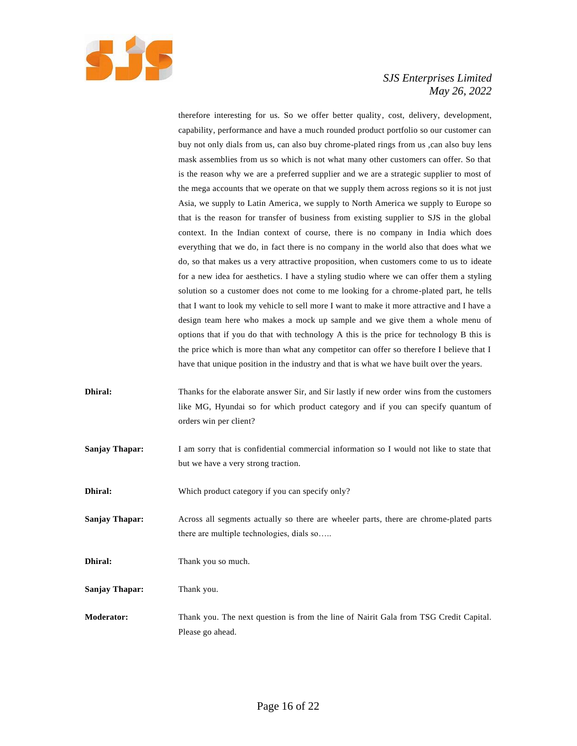therefore interesting for us. So we offer better quality, cost, delivery, development, capability, performance and have a much rounded product portfolio so our customer can buy not only dials from us, can also buy chrome-plated rings from us ,can also buy lens mask assemblies from us so which is not what many other customers can offer. So that is the reason why we are a preferred supplier and we are a strategic supplier to most of the mega accounts that we operate on that we supply them across regions so it is not just Asia, we supply to Latin America, we supply to North America we supply to Europe so that is the reason for transfer of business from existing supplier to SJS in the global context. In the Indian context of course, there is no company in India which does everything that we do, in fact there is no company in the world also that does what we do, so that makes us a very attractive proposition, when customers come to us to ideate for a new idea for aesthetics. I have a styling studio where we can offer them a styling solution so a customer does not come to me looking for a chrome-plated part, he tells that I want to look my vehicle to sell more I want to make it more attractive and I have a design team here who makes a mock up sample and we give them a whole menu of options that if you do that with technology A this is the price for technology B this is the price which is more than what any competitor can offer so therefore I believe that I have that unique position in the industry and that is what we have built over the years.

**Dhiral:** Thanks for the elaborate answer Sir, and Sir lastly if new order wins from the customers like MG, Hyundai so for which product category and if you can specify quantum of orders win per client?

**Sanjay Thapar:** I am sorry that is confidential commercial information so I would not like to state that but we have a very strong traction.

**Dhiral:** Which product category if you can specify only?

**Sanjay Thapar:** Across all segments actually so there are wheeler parts, there are chrome-plated parts there are multiple technologies, dials so…..

**Dhiral:** Thank you so much.

**Sanjay Thapar:** Thank you.

**Moderator:** Thank you. The next question is from the line of Nairit Gala from TSG Credit Capital. Please go ahead.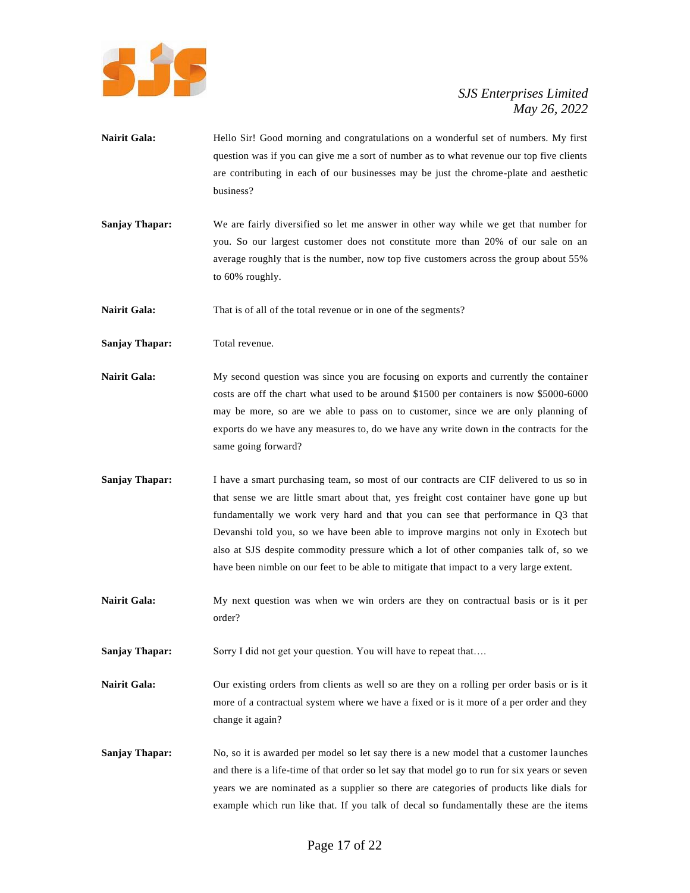**Nairit Gala:** Hello Sir! Good morning and congratulations on a wonderful set of numbers. My first question was if you can give me a sort of number as to what revenue our top five clients are contributing in each of our businesses may be just the chrome-plate and aesthetic business?

**Sanjay Thapar:** We are fairly diversified so let me answer in other way while we get that number for you. So our largest customer does not constitute more than 20% of our sale on an average roughly that is the number, now top five customers across the group about 55% to 60% roughly.

**Nairit Gala:** That is of all of the total revenue or in one of the segments?

**Sanjay Thapar:** Total revenue.

**Nairit Gala:** My second question was since you are focusing on exports and currently the container costs are off the chart what used to be around $1500 per containers is now $5000-6000 may be more, so are we able to pass on to customer, since we are only planning of exports do we have any measures to, do we have any write down in the contracts for the same going forward?

**Sanjay Thapar:** I have a smart purchasing team, so most of our contracts are CIF delivered to us so in that sense we are little smart about that, yes freight cost container have gone up but fundamentally we work very hard and that you can see that performance in Q3 that Devanshi told you, so we have been able to improve margins not only in Exotech but also at SJS despite commodity pressure which a lot of other companies talk of, so we have been nimble on our feet to be able to mitigate that impact to a very large extent.

**Nairit Gala:** My next question was when we win orders are they on contractual basis or is it per order?

**Sanjay Thapar:** Sorry I did not get your question. You will have to repeat that….

**Nairit Gala:** Our existing orders from clients as well so are they on a rolling per order basis or is it more of a contractual system where we have a fixed or is it more of a per order and they change it again?

**Sanjay Thapar:** No, so it is awarded per model so let say there is a new model that a customer launches and there is a life-time of that order so let say that model go to run for six years or seven years we are nominated as a supplier so there are categories of products like dials for example which run like that. If you talk of decal so fundamentally these are the items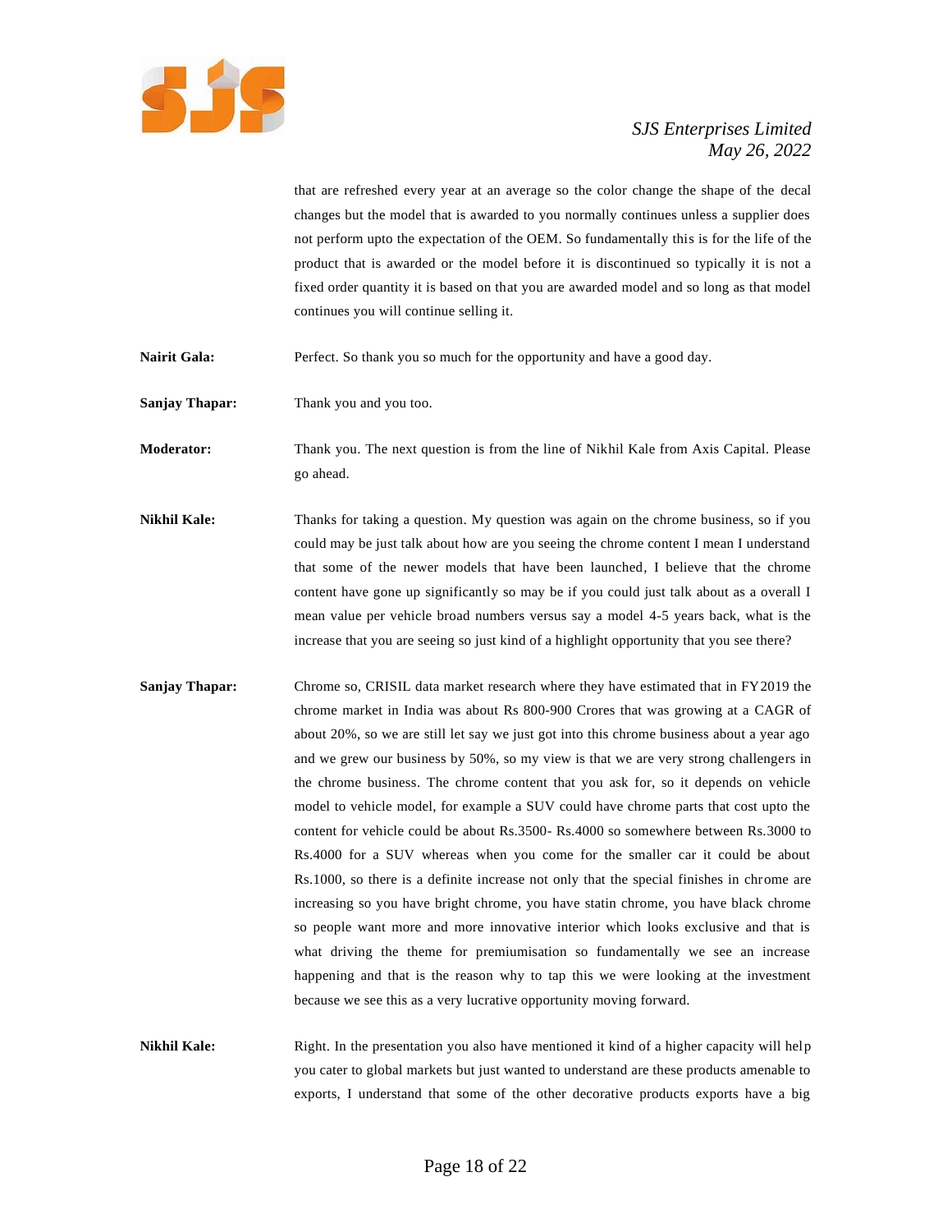that are refreshed every year at an average so the color change the shape of the decal changes but the model that is awarded to you normally continues unless a supplier does not perform upto the expectation of the OEM. So fundamentally this is for the life of the product that is awarded or the model before it is discontinued so typically it is not a fixed order quantity it is based on that you are awarded model and so long as that model continues you will continue selling it.

**Nairit Gala:** Perfect. So thank you so much for the opportunity and have a good day.

**Sanjay Thapar:** Thank you and you too.

**Moderator:** Thank you. The next question is from the line of Nikhil Kale from Axis Capital. Please go ahead.

**Nikhil Kale:** Thanks for taking a question. My question was again on the chrome business, so if you could may be just talk about how are you seeing the chrome content I mean I understand that some of the newer models that have been launched, I believe that the chrome content have gone up significantly so may be if you could just talk about as a overall I mean value per vehicle broad numbers versus say a model 4-5 years back, what is the increase that you are seeing so just kind of a highlight opportunity that you see there?

**Sanjay Thapar:** Chrome so, CRISIL data market research where they have estimated that in FY2019 the chrome market in India was about Rs 800-900 Crores that was growing at a CAGR of about 20%, so we are still let say we just got into this chrome business about a year ago and we grew our business by 50%, so my view is that we are very strong challengers in the chrome business. The chrome content that you ask for, so it depends on vehicle model to vehicle model, for example a SUV could have chrome parts that cost upto the content for vehicle could be about Rs.3500- Rs.4000 so somewhere between Rs.3000 to Rs.4000 for a SUV whereas when you come for the smaller car it could be about Rs.1000, so there is a definite increase not only that the special finishes in chrome are increasing so you have bright chrome, you have statin chrome, you have black chrome so people want more and more innovative interior which looks exclusive and that is what driving the theme for premiumisation so fundamentally we see an increase happening and that is the reason why to tap this we were looking at the investment because we see this as a very lucrative opportunity moving forward.

**Nikhil Kale:** Right. In the presentation you also have mentioned it kind of a higher capacity will help you cater to global markets but just wanted to understand are these products amenable to exports, I understand that some of the other decorative products exports have a big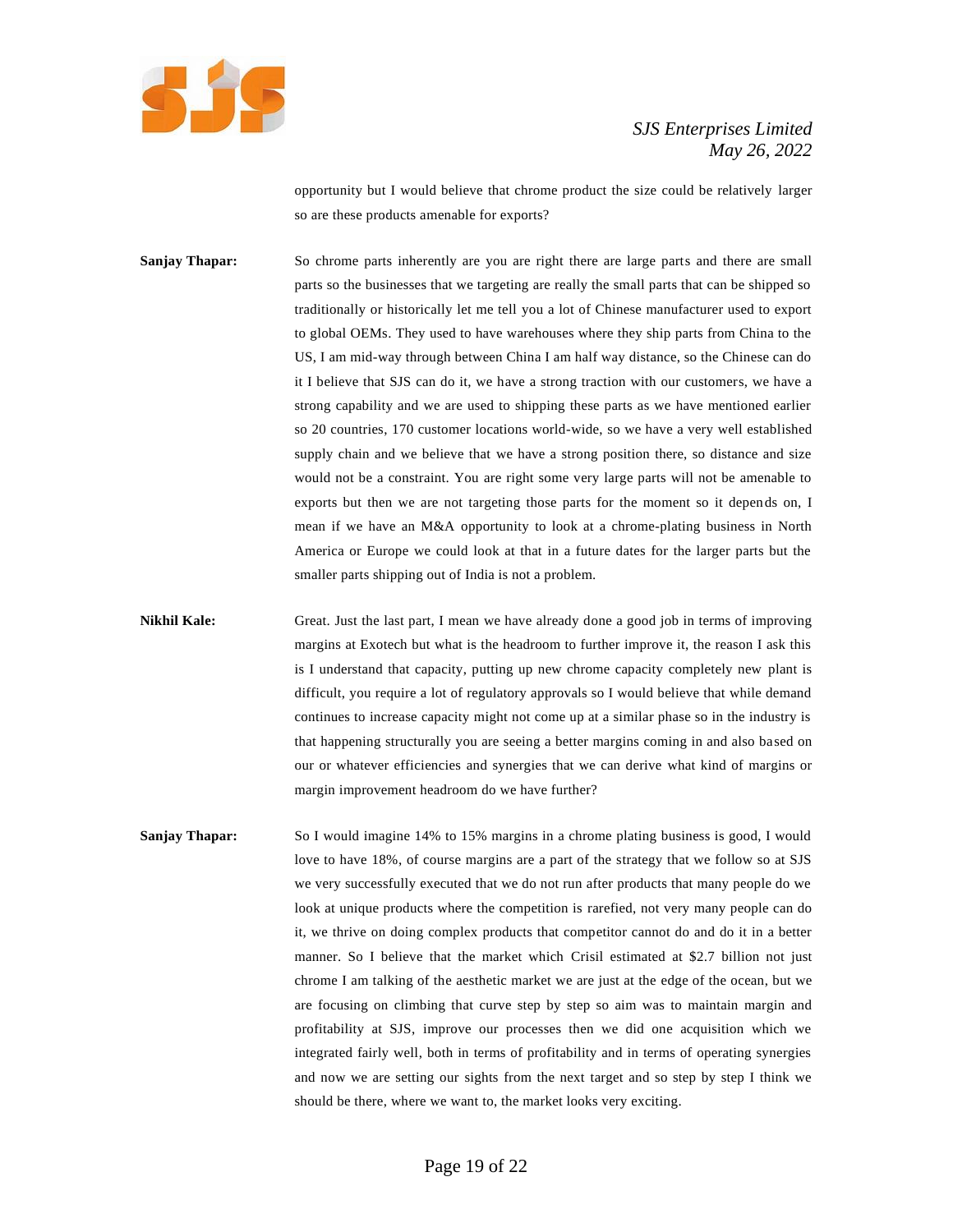opportunity but I would believe that chrome product the size could be relatively larger so are these products amenable for exports?

**Sanjay Thapar:** So chrome parts inherently are you are right there are large parts and there are small parts so the businesses that we targeting are really the small parts that can be shipped so traditionally or historically let me tell you a lot of Chinese manufacturer used to export to global OEMs. They used to have warehouses where they ship parts from China to the US, I am mid-way through between China I am half way distance, so the Chinese can do it I believe that SJS can do it, we have a strong traction with our customers, we have a strong capability and we are used to shipping these parts as we have mentioned earlier so 20 countries, 170 customer locations world-wide, so we have a very well established supply chain and we believe that we have a strong position there, so distance and size would not be a constraint. You are right some very large parts will not be amenable to exports but then we are not targeting those parts for the moment so it depends on, I mean if we have an M&A opportunity to look at a chrome-plating business in North America or Europe we could look at that in a future dates for the larger parts but the smaller parts shipping out of India is not a problem.

**Nikhil Kale:** Great. Just the last part, I mean we have already done a good job in terms of improving margins at Exotech but what is the headroom to further improve it, the reason I ask this is I understand that capacity, putting up new chrome capacity completely new plant is difficult, you require a lot of regulatory approvals so I would believe that while demand continues to increase capacity might not come up at a similar phase so in the industry is that happening structurally you are seeing a better margins coming in and also based on our or whatever efficiencies and synergies that we can derive what kind of margins or margin improvement headroom do we have further?

**Sanjay Thapar:** So I would imagine 14% to 15% margins in a chrome plating business is good, I would love to have 18%, of course margins are a part of the strategy that we follow so at SJS we very successfully executed that we do not run after products that many people do we look at unique products where the competition is rarefied, not very many people can do it, we thrive on doing complex products that competitor cannot do and do it in a better manner. So I believe that the market which Crisil estimated at $2.7 billion not just chrome I am talking of the aesthetic market we are just at the edge of the ocean, but we are focusing on climbing that curve step by step so aim was to maintain margin and profitability at SJS, improve our processes then we did one acquisition which we integrated fairly well, both in terms of profitability and in terms of operating synergies and now we are setting our sights from the next target and so step by step I think we should be there, where we want to, the market looks very exciting.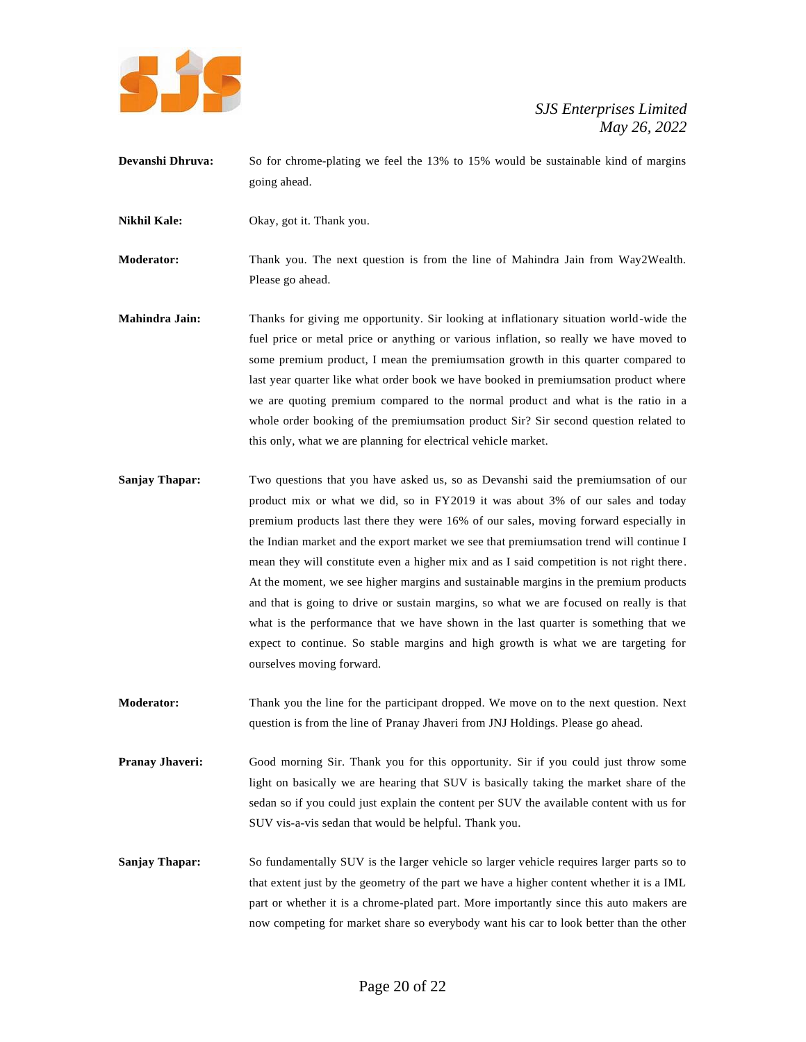**Devanshi Dhruva:** So for chrome-plating we feel the 13% to 15% would be sustainable kind of margins going ahead.

**Nikhil Kale:** Okay, got it. Thank you.

**Moderator:** Thank you. The next question is from the line of Mahindra Jain from Way2Wealth. Please go ahead.

**Mahindra Jain:** Thanks for giving me opportunity. Sir looking at inflationary situation world-wide the fuel price or metal price or anything or various inflation, so really we have moved to some premium product, I mean the premiumsation growth in this quarter compared to last year quarter like what order book we have booked in premiumsation product where we are quoting premium compared to the normal product and what is the ratio in a whole order booking of the premiumsation product Sir? Sir second question related to this only, what we are planning for electrical vehicle market.

**Sanjay Thapar:** Two questions that you have asked us, so as Devanshi said the premiumsation of our product mix or what we did, so in FY2019 it was about 3% of our sales and today premium products last there they were 16% of our sales, moving forward especially in the Indian market and the export market we see that premiumsation trend will continue I mean they will constitute even a higher mix and as I said competition is not right there. At the moment, we see higher margins and sustainable margins in the premium products and that is going to drive or sustain margins, so what we are focused on really is that what is the performance that we have shown in the last quarter is something that we expect to continue. So stable margins and high growth is what we are targeting for ourselves moving forward.

**Moderator:** Thank you the line for the participant dropped. We move on to the next question. Next question is from the line of Pranay Jhaveri from JNJ Holdings. Please go ahead.

**Pranay Jhaveri:** Good morning Sir. Thank you for this opportunity. Sir if you could just throw some light on basically we are hearing that SUV is basically taking the market share of the sedan so if you could just explain the content per SUV the available content with us for SUV vis-a-vis sedan that would be helpful. Thank you.

**Sanjay Thapar:** So fundamentally SUV is the larger vehicle so larger vehicle requires larger parts so to that extent just by the geometry of the part we have a higher content whether it is a IML part or whether it is a chrome-plated part. More importantly since this auto makers are now competing for market share so everybody want his car to look better than the other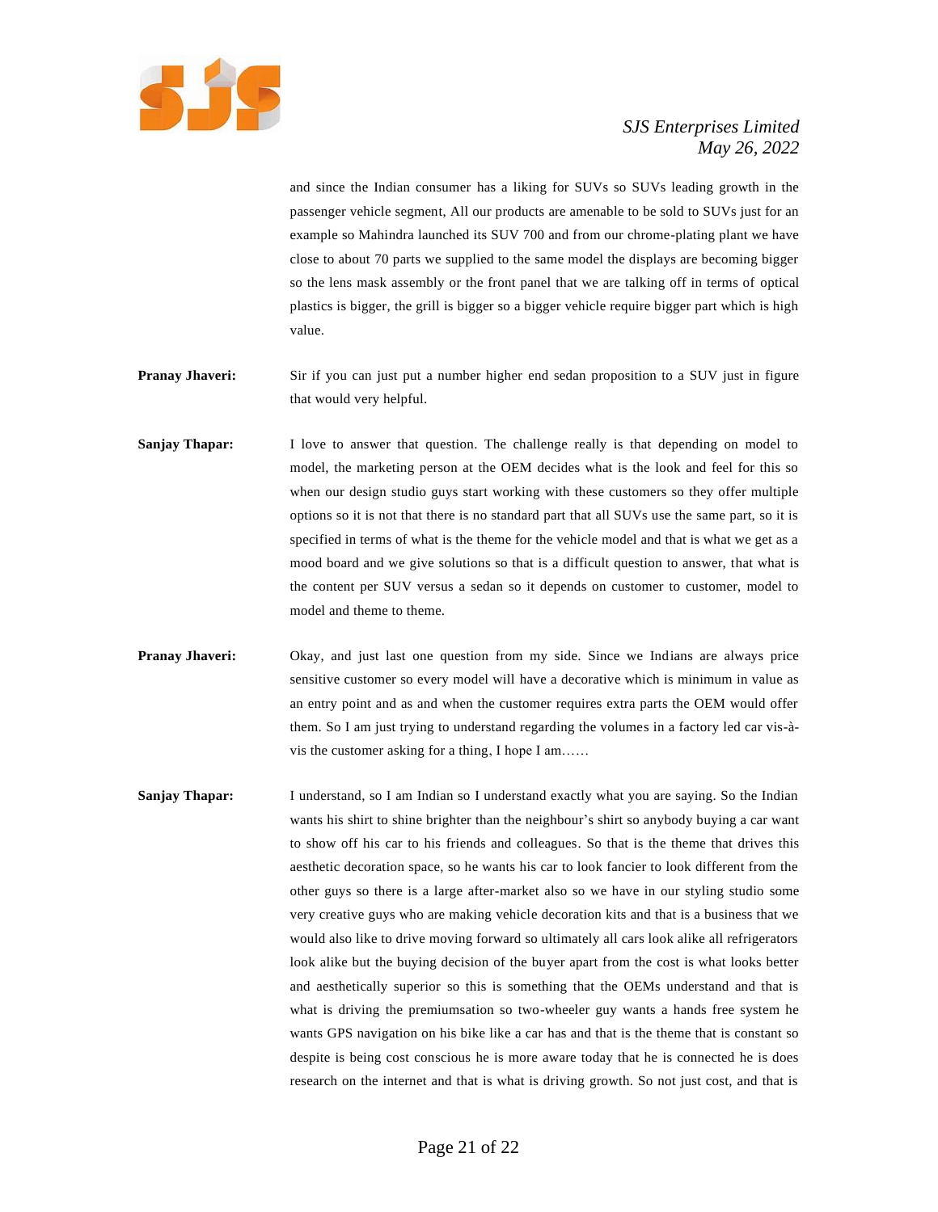and since the Indian consumer has a liking for SUVs so SUVs leading growth in the passenger vehicle segment, All our products are amenable to be sold to SUVs just for an example so Mahindra launched its SUV 700 and from our chrome-plating plant we have close to about 70 parts we supplied to the same model the displays are becoming bigger so the lens mask assembly or the front panel that we are talking off in terms of optical plastics is bigger, the grill is bigger so a bigger vehicle require bigger part which is high value.

**Pranay Jhaveri:** Sir if you can just put a number higher end sedan proposition to a SUV just in figure that would very helpful.

**Sanjay Thapar:** I love to answer that question. The challenge really is that depending on model to model, the marketing person at the OEM decides what is the look and feel for this so when our design studio guys start working with these customers so they offer multiple options so it is not that there is no standard part that all SUVs use the same part, so it is specified in terms of what is the theme for the vehicle model and that is what we get as a mood board and we give solutions so that is a difficult question to answer, that what is the content per SUV versus a sedan so it depends on customer to customer, model to model and theme to theme.

**Pranay Jhaveri:** Okay, and just last one question from my side. Since we Indians are always price sensitive customer so every model will have a decorative which is minimum in value as an entry point and as and when the customer requires extra parts the OEM would offer them. So I am just trying to understand regarding the volumes in a factory led car vis-à-vis the customer asking for a thing, I hope I am……

**Sanjay Thapar:** I understand, so I am Indian so I understand exactly what you are saying. So the Indian wants his shirt to shine brighter than the neighbour's shirt so anybody buying a car want to show off his car to his friends and colleagues. So that is the theme that drives this aesthetic decoration space, so he wants his car to look fancier to look different from the other guys so there is a large after-market also so we have in our styling studio some very creative guys who are making vehicle decoration kits and that is a business that we would also like to drive moving forward so ultimately all cars look alike all refrigerators look alike but the buying decision of the buyer apart from the cost is what looks better and aesthetically superior so this is something that the OEMs understand and that is what is driving the premiumsation so two-wheeler guy wants a hands free system he wants GPS navigation on his bike like a car has and that is the theme that is constant so despite is being cost conscious he is more aware today that he is connected he is does research on the internet and that is what is driving growth. So not just cost, and that is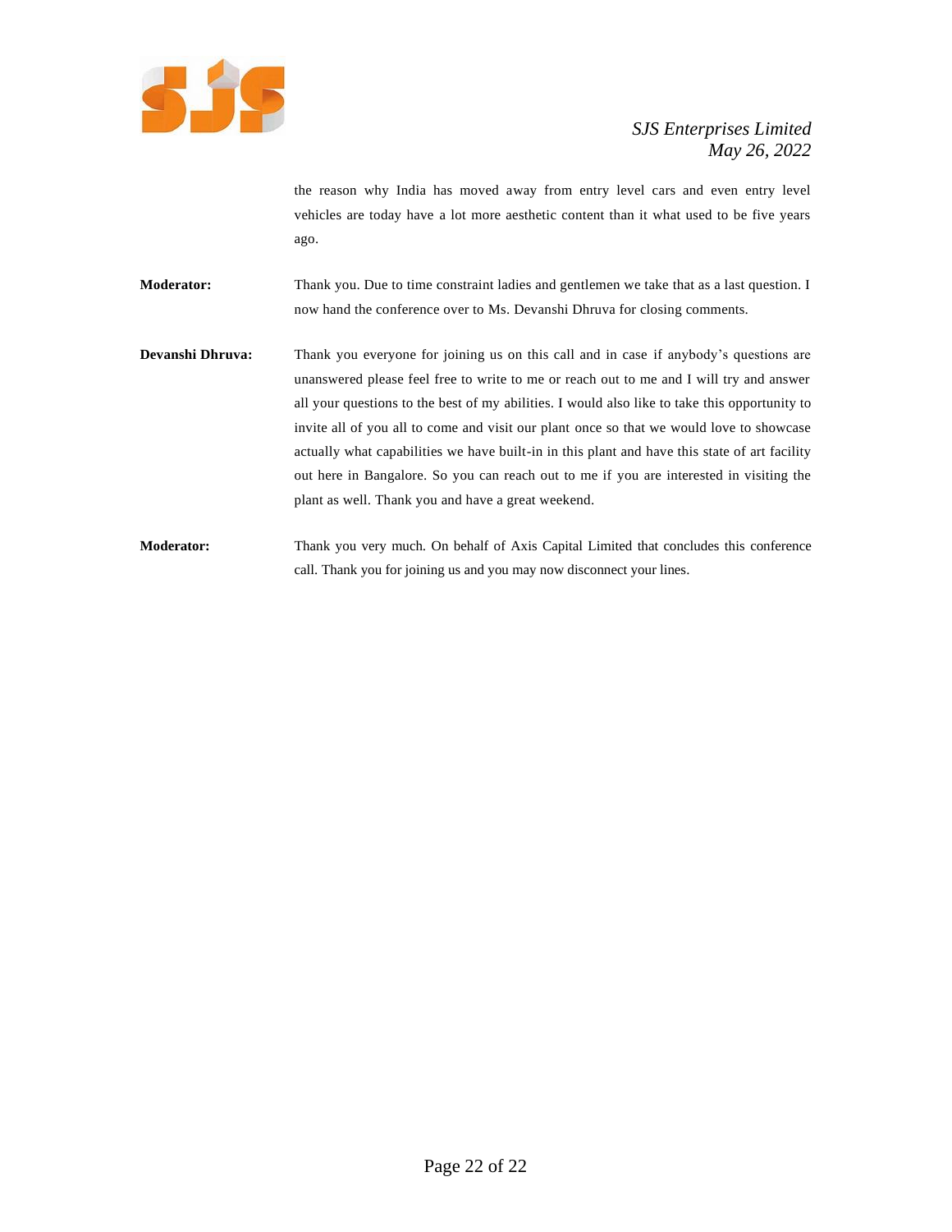the reason why India has moved away from entry level cars and even entry level vehicles are today have a lot more aesthetic content than it what used to be five years ago.

**Moderator:** Thank you. Due to time constraint ladies and gentlemen we take that as a last question. I now hand the conference over to Ms. Devanshi Dhruva for closing comments.

**Devanshi Dhruva:** Thank you everyone for joining us on this call and in case if anybody's questions are unanswered please feel free to write to me or reach out to me and I will try and answer all your questions to the best of my abilities. I would also like to take this opportunity to invite all of you all to come and visit our plant once so that we would love to showcase actually what capabilities we have built-in in this plant and have this state of art facility out here in Bangalore. So you can reach out to me if you are interested in visiting the plant as well. Thank you and have a great weekend.

**Moderator:** Thank you very much. On behalf of Axis Capital Limited that concludes this conference call. Thank you for joining us and you may now disconnect your lines.